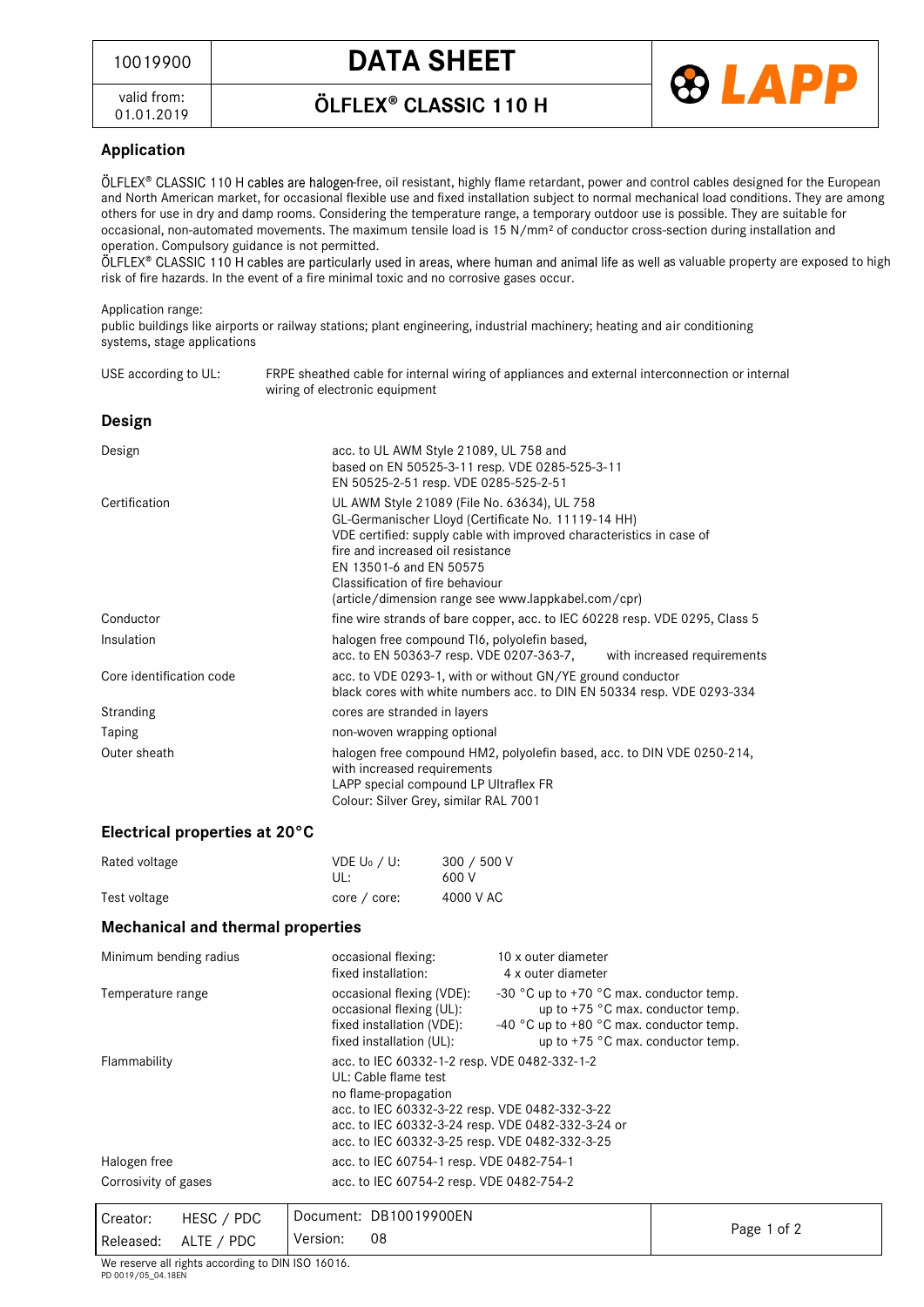| 10019900 | **DATA SHEET** |
| --- | --- |
| valid from: 01.01.2019 | **ÖLFLEX® CLASSIC 110 H** |

## Application

ÖLFLEX® CLASSIC 110 H cables are halogen-free, oil resistant, highly flame retardant, power and control cables designed for the European and North American market, for occasional flexible use and fixed installation subject to normal mechanical load conditions. They are among others for use in dry and damp rooms. Considering the temperature range, a temporary outdoor use is possible. They are suitable for occasional, non-automated movements. The maximum tensile load is 15 N/mm² of conductor cross-section during installation and operation. Compulsory guidance is not permitted.
ÖLFLEX® CLASSIC 110 H cables are particularly used in areas, where human and animal life as well as valuable property are exposed to high risk of fire hazards. In the event of a fire minimal toxic and no corrosive gases occur.

Application range:
public buildings like airports or railway stations; plant engineering, industrial machinery; heating and air conditioning systems, stage applications

USE according to UL: FRPE sheathed cable for internal wiring of appliances and external interconnection or internal wiring of electronic equipment

## Design

| | |
| --- | --- |
| Design | acc. to UL AWM Style 21089, UL 758 and<br>based on EN 50525-3-11 resp. VDE 0285-525-3-11<br>EN 50525-2-51 resp. VDE 0285-525-2-51 |
| Certification | UL AWM Style 21089 (File No. 63634), UL 758<br>GL-Germanischer Lloyd (Certificate No. 11119-14 HH)<br>VDE certified: supply cable with improved characteristics in case of fire and increased oil resistance<br>EN 13501-6 and EN 50575<br>Classification of fire behaviour<br>(article/dimension range see www.lappkabel.com/cpr) |
| Conductor | fine wire strands of bare copper, acc. to IEC 60228 resp. VDE 0295, Class 5 |
| Insulation | halogen free compound TI6, polyolefin based,<br>acc. to EN 50363-7 resp. VDE 0207-363-7, with increased requirements |
| Core identification code | acc. to VDE 0293-1, with or without GN/YE ground conductor<br>black cores with white numbers acc. to DIN EN 50334 resp. VDE 0293-334 |
| Stranding | cores are stranded in layers |
| Taping | non-woven wrapping optional |
| Outer sheath | halogen free compound HM2, polyolefin based, acc. to DIN VDE 0250-214, with increased requirements<br>LAPP special compound LP Ultraflex FR<br>Colour: Silver Grey, similar RAL 7001 |

## Electrical properties at 20°C

| | | |
| --- | --- | --- |
| Rated voltage | VDE $U_0$ / U: | 300 / 500 V |
| | UL: | 600 V |
| Test voltage | core / core: | 4000 V AC |

## Mechanical and thermal properties

| | | |
| --- | --- | --- |
| Minimum bending radius | occasional flexing: | 10 x outer diameter |
| | fixed installation: | 4 x outer diameter |
| Temperature range | occasional flexing (VDE): | -30 °C up to +70 °C max. conductor temp. |
| | occasional flexing (UL): | up to +75 °C max. conductor temp. |
| | fixed installation (VDE): | -40 °C up to +80 °C max. conductor temp. |
| | fixed installation (UL): | up to +75 °C max. conductor temp. |
| Flammability | acc. to IEC 60332-1-2 resp. VDE 0482-332-1-2<br>UL: Cable flame test<br>no flame-propagation<br>acc. to IEC 60332-3-22 resp. VDE 0482-332-3-22<br>acc. to IEC 60332-3-24 resp. VDE 0482-332-3-24 or<br>acc. to IEC 60332-3-25 resp. VDE 0482-332-3-25 | |
| Halogen free | acc. to IEC 60754-1 resp. VDE 0482-754-1 | |
| Corrosivity of gases | acc. to IEC 60754-2 resp. VDE 0482-754-2 | |

| | | |
| --- | --- | --- |
| Creator: HESC / PDC | Document: DB10019900EN | |
| Released: ALTE / PDC | Version: 08 | |

We reserve all rights according to DIN ISO 16016.
PD 0019/05_04.18EN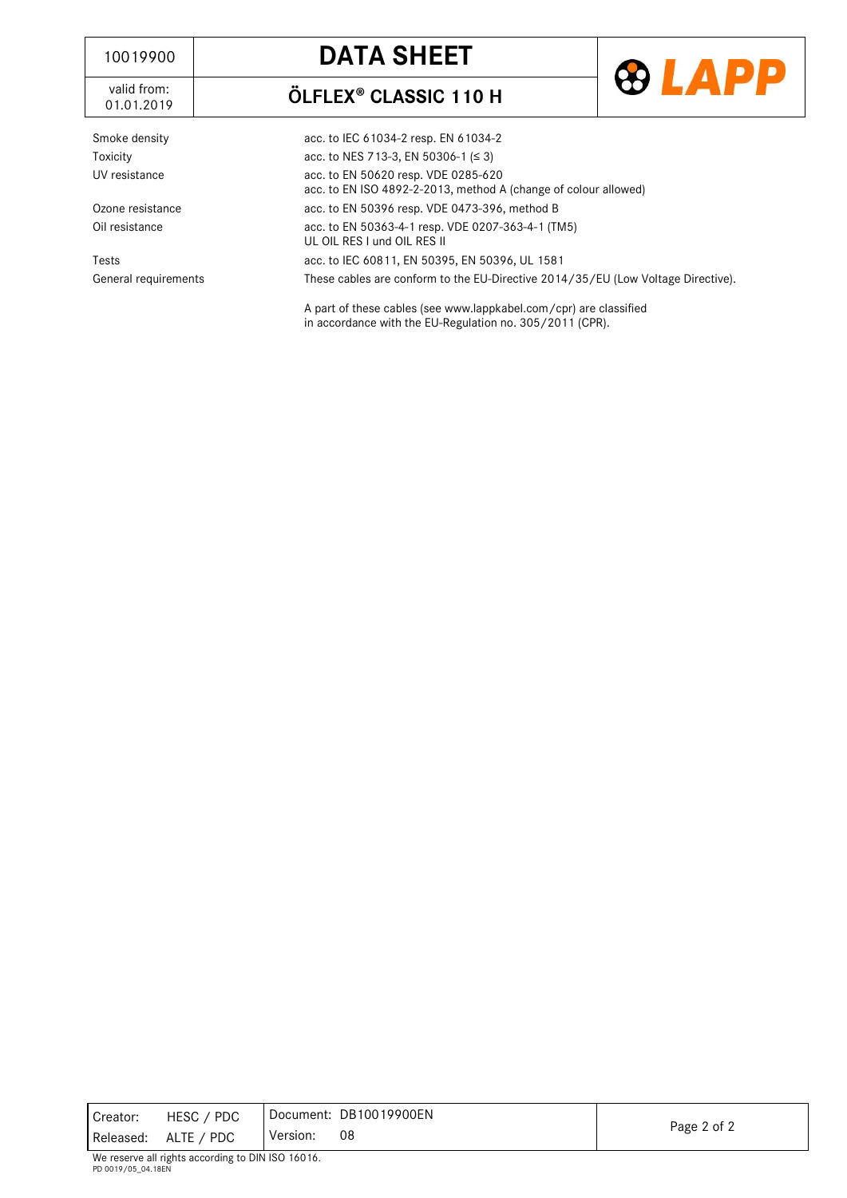| | |
|---|---|
| Smoke density | acc. to IEC 61034-2 resp. EN 61034-2 |
| Toxicity | acc. to NES 713-3, EN 50306-1 (≤ 3) |
| UV resistance | acc. to EN 50620 resp. VDE 0285-620<br>acc. to EN ISO 4892-2-2013, method A (change of colour allowed) |
| Ozone resistance | acc. to EN 50396 resp. VDE 0473-396, method B |
| Oil resistance | acc. to EN 50363-4-1 resp. VDE 0207-363-4-1 (TM5)<br>UL OIL RES I und OIL RES II |
| Tests | acc. to IEC 60811, EN 50395, EN 50396, UL 1581 |
| General requirements | These cables are conform to the EU-Directive 2014/35/EU (Low Voltage Directive).<br><br>A part of these cables (see www.lappkabel.com/cpr) are classified in accordance with the EU-Regulation no. 305/2011 (CPR). |